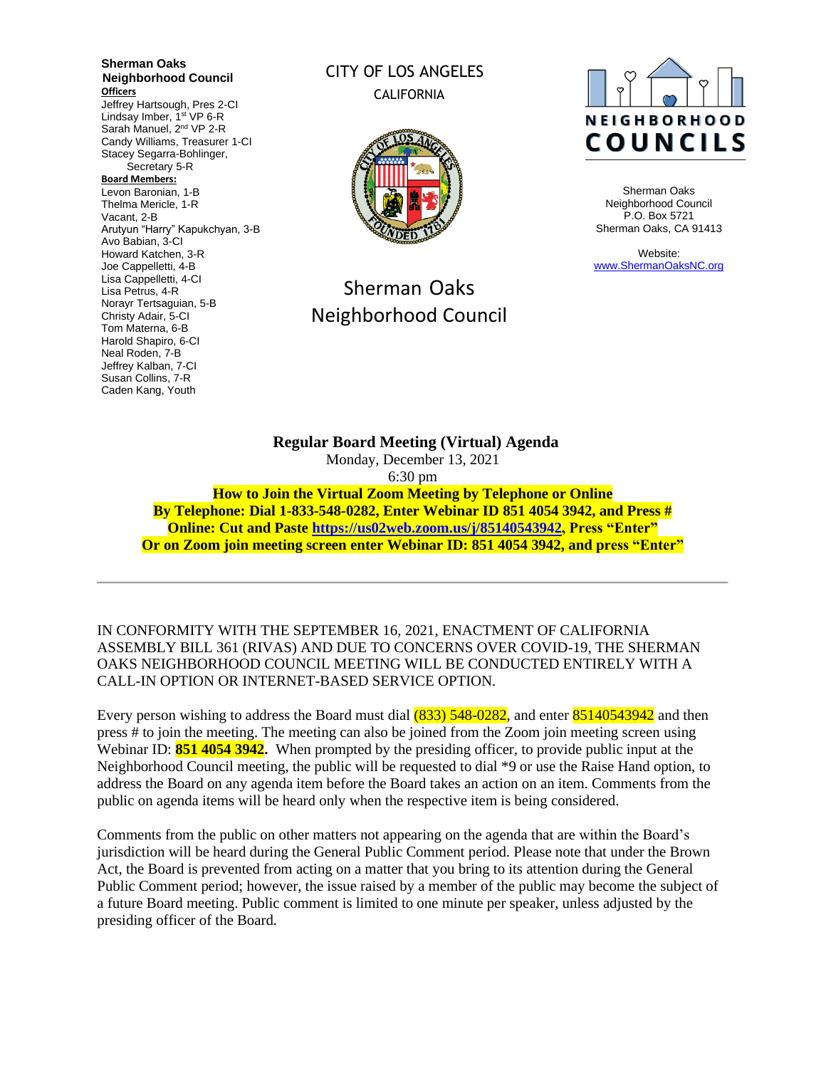**Sherman Oaks Neighborhood Council**

**Officers**

Jeffrey Hartsough, Pres 2-CI
Lindsay Imber, 1st VP 6-R
Sarah Manuel, 2nd VP 2-R
Candy Williams, Treasurer 1-CI
Stacey Segarra-Bohlinger, Secretary 5-R

**Board Members:**

Levon Baronian, 1-B
Thelma Mericle, 1-R
Vacant, 2-B
Arutyun "Harry" Kapukchyan, 3-B
Avo Babian, 3-CI
Howard Katchen, 3-R
Joe Cappelletti, 4-B
Lisa Cappelletti, 4-CI
Lisa Petrus, 4-R
Norayr Tertsaguian, 5-B
Christy Adair, 5-CI
Tom Materna, 6-B
Harold Shapiro, 6-CI
Neal Roden, 7-B
Jeffrey Kalban, 7-CI
Susan Collins, 7-R
Caden Kang, Youth

CITY OF LOS ANGELES
CALIFORNIA

Sherman Oaks
Neighborhood Council

NEIGHBORHOOD COUNCILS

Sherman Oaks Neighborhood Council
P.O. Box 5721
Sherman Oaks, CA 91413

Website:
www.ShermanOaksNC.org

**Regular Board Meeting (Virtual) Agenda**
Monday, December 13, 2021
6:30 pm

**How to Join the Virtual Zoom Meeting by Telephone or Online**
**By Telephone: Dial 1-833-548-0282, Enter Webinar ID 851 4054 3942, and Press #**
**Online: Cut and Paste https://us02web.zoom.us/j/85140543942, Press "Enter"**
**Or on Zoom join meeting screen enter Webinar ID: 851 4054 3942, and press "Enter"**

---

IN CONFORMITY WITH THE SEPTEMBER 16, 2021, ENACTMENT OF CALIFORNIA ASSEMBLY BILL 361 (RIVAS) AND DUE TO CONCERNS OVER COVID-19, THE SHERMAN OAKS NEIGHBORHOOD COUNCIL MEETING WILL BE CONDUCTED ENTIRELY WITH A CALL-IN OPTION OR INTERNET-BASED SERVICE OPTION.

Every person wishing to address the Board must dial (833) 548-0282, and enter 85140543942 and then press # to join the meeting. The meeting can also be joined from the Zoom join meeting screen using Webinar ID: **851 4054 3942.** When prompted by the presiding officer, to provide public input at the Neighborhood Council meeting, the public will be requested to dial *9 or use the Raise Hand option, to address the Board on any agenda item before the Board takes an action on an item. Comments from the public on agenda items will be heard only when the respective item is being considered.

Comments from the public on other matters not appearing on the agenda that are within the Board's jurisdiction will be heard during the General Public Comment period. Please note that under the Brown Act, the Board is prevented from acting on a matter that you bring to its attention during the General Public Comment period; however, the issue raised by a member of the public may become the subject of a future Board meeting. Public comment is limited to one minute per speaker, unless adjusted by the presiding officer of the Board.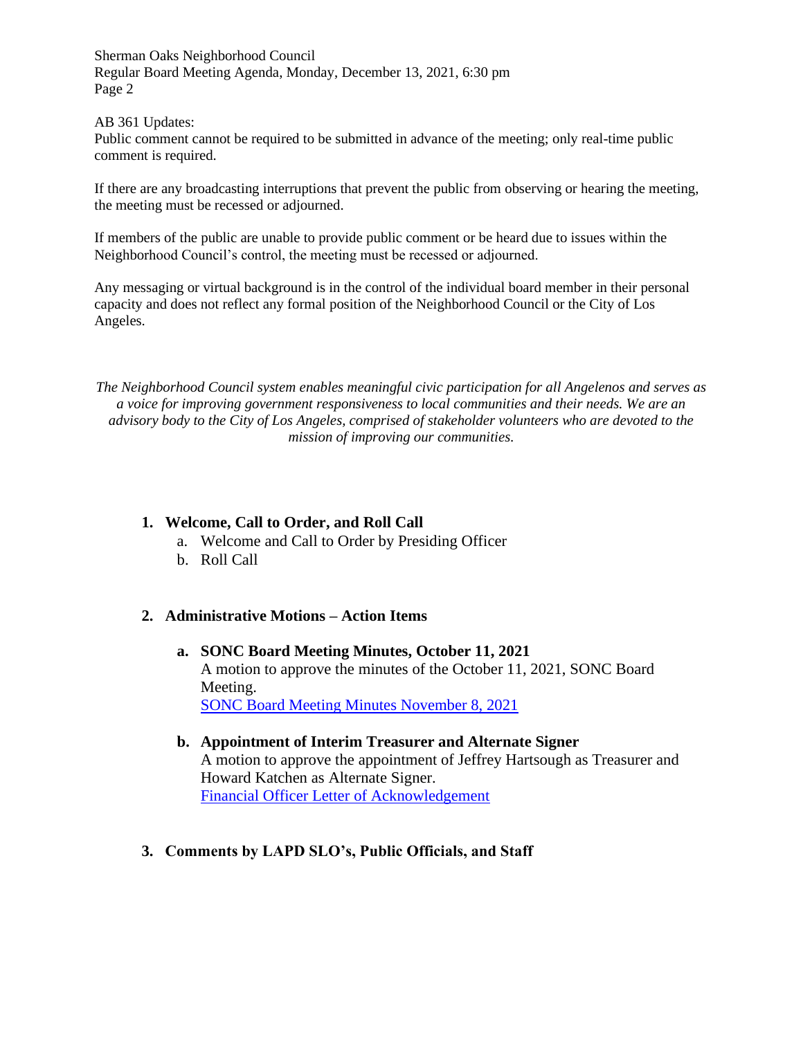AB 361 Updates:
Public comment cannot be required to be submitted in advance of the meeting; only real-time public comment is required.

If there are any broadcasting interruptions that prevent the public from observing or hearing the meeting, the meeting must be recessed or adjourned.

If members of the public are unable to provide public comment or be heard due to issues within the Neighborhood Council's control, the meeting must be recessed or adjourned.

Any messaging or virtual background is in the control of the individual board member in their personal capacity and does not reflect any formal position of the Neighborhood Council or the City of Los Angeles.

*The Neighborhood Council system enables meaningful civic participation for all Angelenos and serves as a voice for improving government responsiveness to local communities and their needs. We are an advisory body to the City of Los Angeles, comprised of stakeholder volunteers who are devoted to the mission of improving our communities.*

1. **Welcome, Call to Order, and Roll Call**
   a. Welcome and Call to Order by Presiding Officer
   b. Roll Call

2. **Administrative Motions – Action Items**

   a. **SONC Board Meeting Minutes, October 11, 2021**
   A motion to approve the minutes of the October 11, 2021, SONC Board Meeting.
   SONC Board Meeting Minutes November 8, 2021

   b. **Appointment of Interim Treasurer and Alternate Signer**
   A motion to approve the appointment of Jeffrey Hartsough as Treasurer and Howard Katchen as Alternate Signer.
   Financial Officer Letter of Acknowledgement

3. **Comments by LAPD SLO's, Public Officials, and Staff**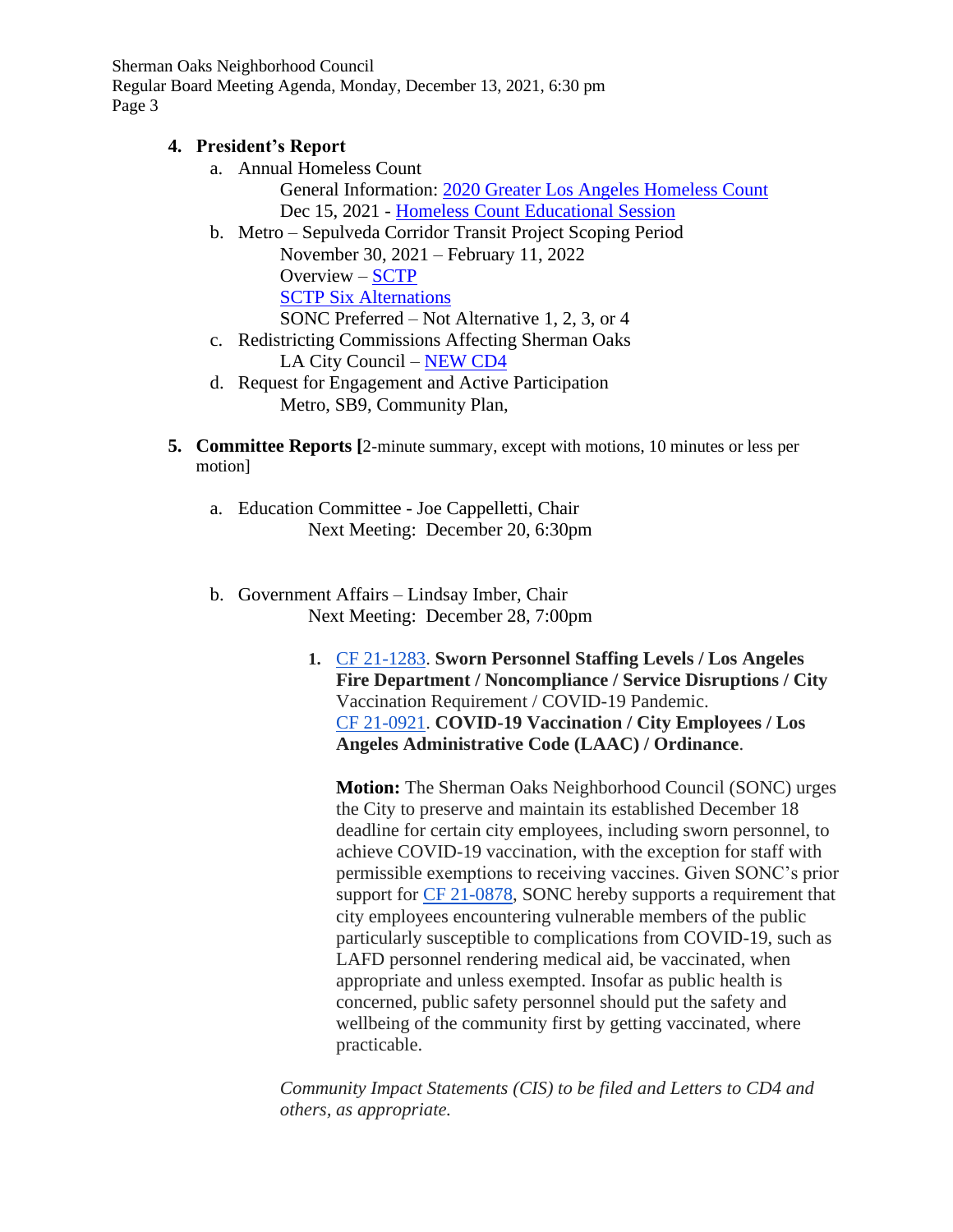4. **President's Report**
   a. Annual Homeless Count
      General Information: [2020 Greater Los Angeles Homeless Count]
      Dec 15, 2021 - [Homeless Count Educational Session]
   b. Metro – Sepulveda Corridor Transit Project Scoping Period
      November 30, 2021 – February 11, 2022
      Overview – [SCTP]
      [SCTP Six Alternations]
      SONC Preferred – Not Alternative 1, 2, 3, or 4
   c. Redistricting Commissions Affecting Sherman Oaks
      LA City Council – [NEW CD4]
   d. Request for Engagement and Active Participation
      Metro, SB9, Community Plan,

5. **Committee Reports [**2-minute summary, except with motions, 10 minutes or less per motion]

   a. Education Committee - Joe Cappelletti, Chair
      Next Meeting: December 20, 6:30pm

   b. Government Affairs – Lindsay Imber, Chair
      Next Meeting: December 28, 7:00pm

      1. CF 21-1283. **Sworn Personnel Staffing Levels / Los Angeles Fire Department / Noncompliance / Service Disruptions / City** Vaccination Requirement / COVID-19 Pandemic.
         CF 21-0921. **COVID-19 Vaccination / City Employees / Los Angeles Administrative Code (LAAC) / Ordinance**.

         **Motion:** The Sherman Oaks Neighborhood Council (SONC) urges the City to preserve and maintain its established December 18 deadline for certain city employees, including sworn personnel, to achieve COVID-19 vaccination, with the exception for staff with permissible exemptions to receiving vaccines. Given SONC's prior support for CF 21-0878, SONC hereby supports a requirement that city employees encountering vulnerable members of the public particularly susceptible to complications from COVID-19, such as LAFD personnel rendering medical aid, be vaccinated, when appropriate and unless exempted. Insofar as public health is concerned, public safety personnel should put the safety and wellbeing of the community first by getting vaccinated, where practicable.

      *Community Impact Statements (CIS) to be filed and Letters to CD4 and others, as appropriate.*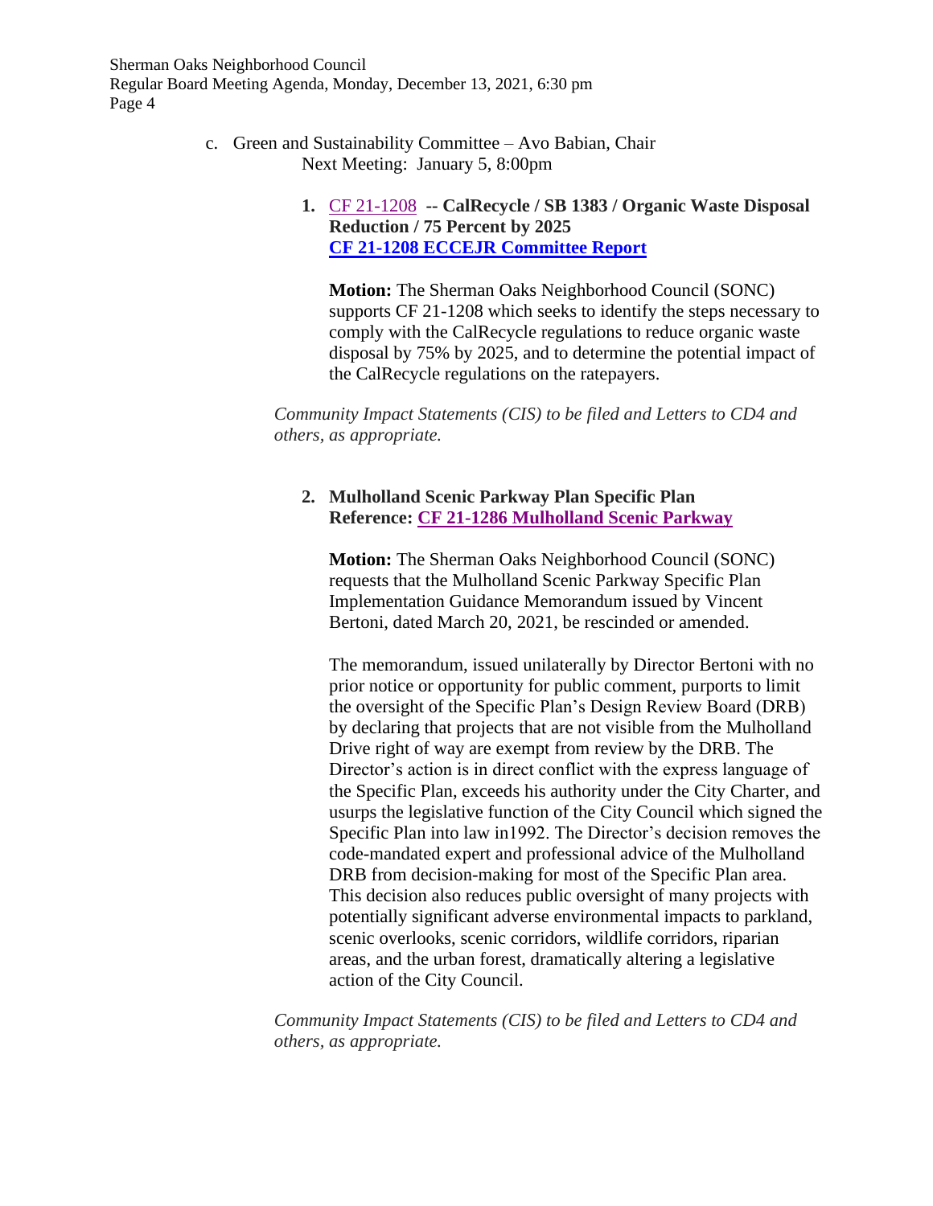c. Green and Sustainability Committee – Avo Babian, Chair
   Next Meeting: January 5, 8:00pm

1. CF 21-1208 **-- CalRecycle / SB 1383 / Organic Waste Disposal Reduction / 75 Percent by 2025**
   **CF 21-1208 ECCEJR Committee Report**

   **Motion:** The Sherman Oaks Neighborhood Council (SONC) supports CF 21-1208 which seeks to identify the steps necessary to comply with the CalRecycle regulations to reduce organic waste disposal by 75% by 2025, and to determine the potential impact of the CalRecycle regulations on the ratepayers.

   *Community Impact Statements (CIS) to be filed and Letters to CD4 and others, as appropriate.*

2. **Mulholland Scenic Parkway Plan Specific Plan**
   **Reference: CF 21-1286 Mulholland Scenic Parkway**

   **Motion:** The Sherman Oaks Neighborhood Council (SONC) requests that the Mulholland Scenic Parkway Specific Plan Implementation Guidance Memorandum issued by Vincent Bertoni, dated March 20, 2021, be rescinded or amended.

   The memorandum, issued unilaterally by Director Bertoni with no prior notice or opportunity for public comment, purports to limit the oversight of the Specific Plan's Design Review Board (DRB) by declaring that projects that are not visible from the Mulholland Drive right of way are exempt from review by the DRB. The Director's action is in direct conflict with the express language of the Specific Plan, exceeds his authority under the City Charter, and usurps the legislative function of the City Council which signed the Specific Plan into law in1992. The Director's decision removes the code-mandated expert and professional advice of the Mulholland DRB from decision-making for most of the Specific Plan area. This decision also reduces public oversight of many projects with potentially significant adverse environmental impacts to parkland, scenic overlooks, scenic corridors, wildlife corridors, riparian areas, and the urban forest, dramatically altering a legislative action of the City Council.

   *Community Impact Statements (CIS) to be filed and Letters to CD4 and others, as appropriate.*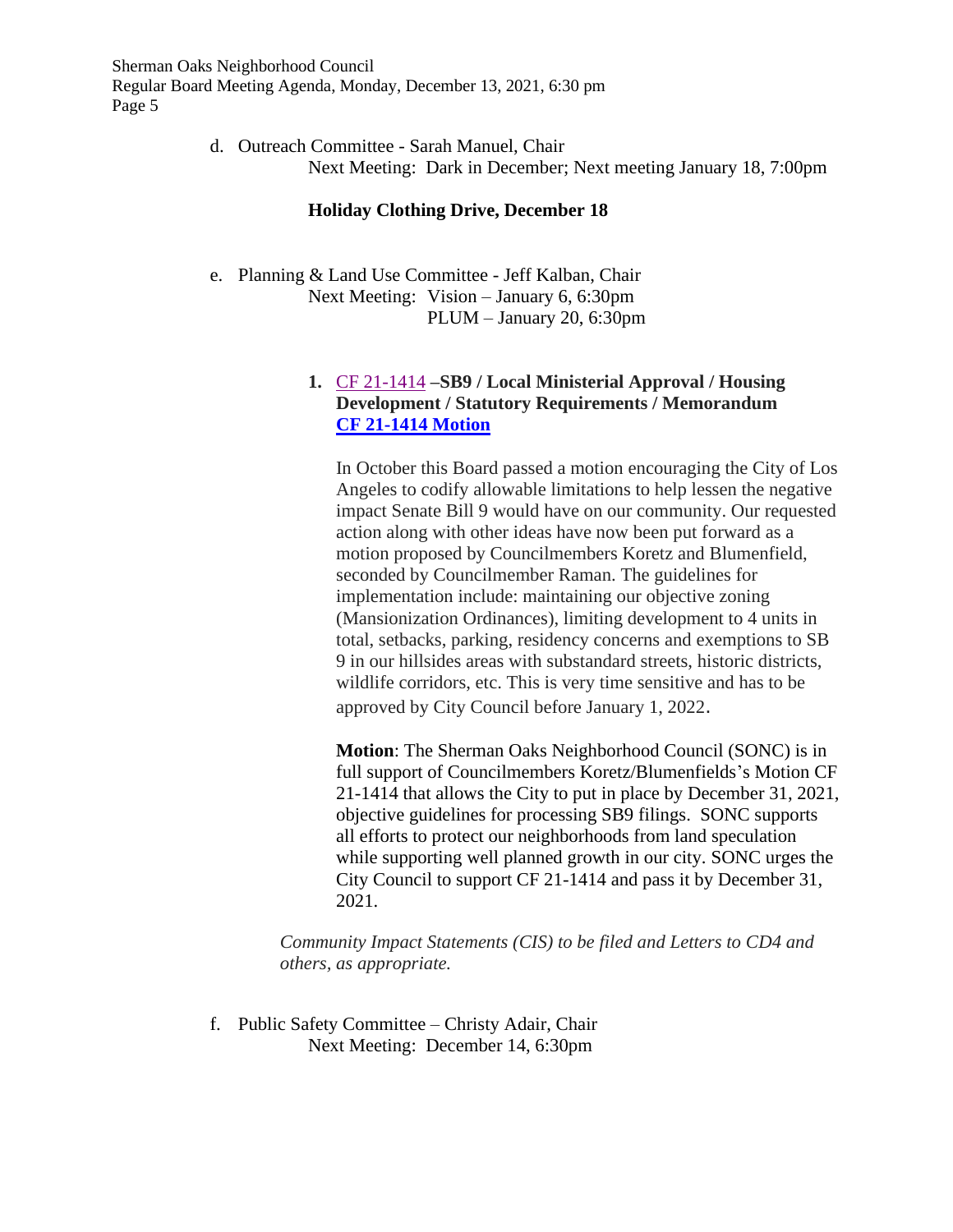d. Outreach Committee - Sarah Manuel, Chair
   Next Meeting: Dark in December; Next meeting January 18, 7:00pm

   **Holiday Clothing Drive, December 18**

e. Planning & Land Use Committee - Jeff Kalban, Chair
   Next Meeting: Vision – January 6, 6:30pm
   PLUM – January 20, 6:30pm

   1. CF 21-1414 **–SB9 / Local Ministerial Approval / Housing Development / Statutory Requirements / Memorandum** **CF 21-1414 Motion**

      In October this Board passed a motion encouraging the City of Los Angeles to codify allowable limitations to help lessen the negative impact Senate Bill 9 would have on our community. Our requested action along with other ideas have now been put forward as a motion proposed by Councilmembers Koretz and Blumenfield, seconded by Councilmember Raman. The guidelines for implementation include: maintaining our objective zoning (Mansionization Ordinances), limiting development to 4 units in total, setbacks, parking, residency concerns and exemptions to SB 9 in our hillsides areas with substandard streets, historic districts, wildlife corridors, etc. This is very time sensitive and has to be approved by City Council before January 1, 2022.

      **Motion**: The Sherman Oaks Neighborhood Council (SONC) is in full support of Councilmembers Koretz/Blumenfields's Motion CF 21-1414 that allows the City to put in place by December 31, 2021, objective guidelines for processing SB9 filings. SONC supports all efforts to protect our neighborhoods from land speculation while supporting well planned growth in our city. SONC urges the City Council to support CF 21-1414 and pass it by December 31, 2021.

   *Community Impact Statements (CIS) to be filed and Letters to CD4 and others, as appropriate.*

f. Public Safety Committee – Christy Adair, Chair
   Next Meeting: December 14, 6:30pm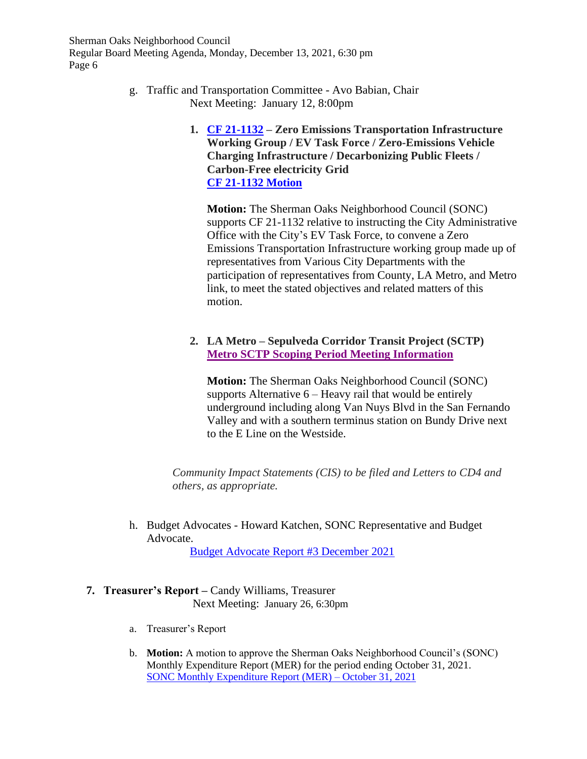g. Traffic and Transportation Committee - Avo Babian, Chair
   Next Meeting: January 12, 8:00pm

   1. **CF 21-1132 – Zero Emissions Transportation Infrastructure Working Group / EV Task Force / Zero-Emissions Vehicle Charging Infrastructure / Decarbonizing Public Fleets / Carbon-Free electricity Grid**
      **CF 21-1132 Motion**

      **Motion:** The Sherman Oaks Neighborhood Council (SONC) supports CF 21-1132 relative to instructing the City Administrative Office with the City's EV Task Force, to convene a Zero Emissions Transportation Infrastructure working group made up of representatives from Various City Departments with the participation of representatives from County, LA Metro, and Metro link, to meet the stated objectives and related matters of this motion.

   2. **LA Metro – Sepulveda Corridor Transit Project (SCTP)**
      **Metro SCTP Scoping Period Meeting Information**

      **Motion:** The Sherman Oaks Neighborhood Council (SONC) supports Alternative 6 – Heavy rail that would be entirely underground including along Van Nuys Blvd in the San Fernando Valley and with a southern terminus station on Bundy Drive next to the E Line on the Westside.

   *Community Impact Statements (CIS) to be filed and Letters to CD4 and others, as appropriate.*

h. Budget Advocates - Howard Katchen, SONC Representative and Budget Advocate.
   Budget Advocate Report #3 December 2021

7. **Treasurer's Report –** Candy Williams, Treasurer
   Next Meeting: January 26, 6:30pm

   a. Treasurer's Report

   b. **Motion:** A motion to approve the Sherman Oaks Neighborhood Council's (SONC) Monthly Expenditure Report (MER) for the period ending October 31, 2021.
      SONC Monthly Expenditure Report (MER) – October 31, 2021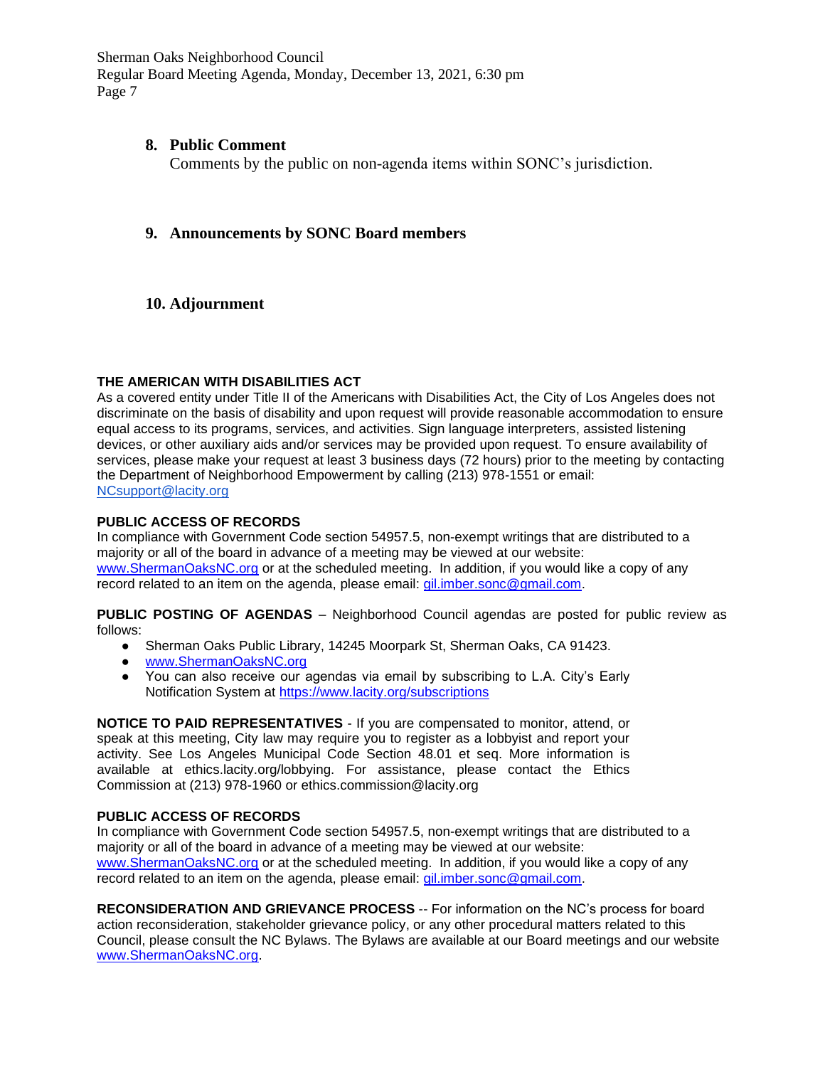## 8. Public Comment

Comments by the public on non-agenda items within SONC's jurisdiction.

## 9. Announcements by SONC Board members

## 10. Adjournment

**THE AMERICAN WITH DISABILITIES ACT**

As a covered entity under Title II of the Americans with Disabilities Act, the City of Los Angeles does not discriminate on the basis of disability and upon request will provide reasonable accommodation to ensure equal access to its programs, services, and activities. Sign language interpreters, assisted listening devices, or other auxiliary aids and/or services may be provided upon request. To ensure availability of services, please make your request at least 3 business days (72 hours) prior to the meeting by contacting the Department of Neighborhood Empowerment by calling (213) 978-1551 or email: NCsupport@lacity.org

**PUBLIC ACCESS OF RECORDS**

In compliance with Government Code section 54957.5, non-exempt writings that are distributed to a majority or all of the board in advance of a meeting may be viewed at our website: www.ShermanOaksNC.org or at the scheduled meeting. In addition, if you would like a copy of any record related to an item on the agenda, please email: gil.imber.sonc@gmail.com.

**PUBLIC POSTING OF AGENDAS** – Neighborhood Council agendas are posted for public review as follows:

- Sherman Oaks Public Library, 14245 Moorpark St, Sherman Oaks, CA 91423.
- www.ShermanOaksNC.org
- You can also receive our agendas via email by subscribing to L.A. City's Early Notification System at https://www.lacity.org/subscriptions

**NOTICE TO PAID REPRESENTATIVES** - If you are compensated to monitor, attend, or speak at this meeting, City law may require you to register as a lobbyist and report your activity. See Los Angeles Municipal Code Section 48.01 et seq. More information is available at ethics.lacity.org/lobbying. For assistance, please contact the Ethics Commission at (213) 978-1960 or ethics.commission@lacity.org

**PUBLIC ACCESS OF RECORDS**

In compliance with Government Code section 54957.5, non-exempt writings that are distributed to a majority or all of the board in advance of a meeting may be viewed at our website: www.ShermanOaksNC.org or at the scheduled meeting. In addition, if you would like a copy of any record related to an item on the agenda, please email: gil.imber.sonc@gmail.com.

**RECONSIDERATION AND GRIEVANCE PROCESS** -- For information on the NC's process for board action reconsideration, stakeholder grievance policy, or any other procedural matters related to this Council, please consult the NC Bylaws. The Bylaws are available at our Board meetings and our website www.ShermanOaksNC.org.